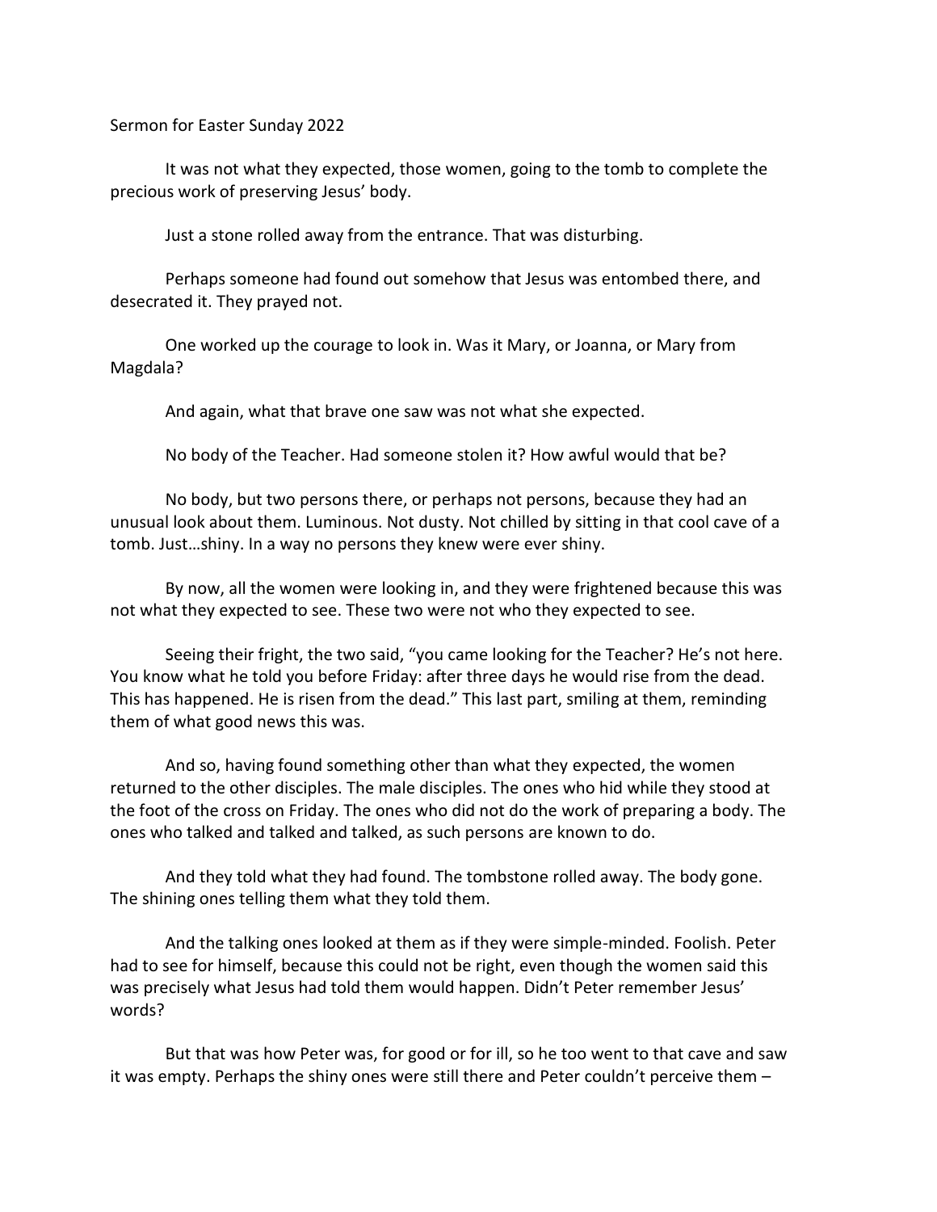Sermon for Easter Sunday 2022

It was not what they expected, those women, going to the tomb to complete the precious work of preserving Jesus' body.

Just a stone rolled away from the entrance. That was disturbing.

Perhaps someone had found out somehow that Jesus was entombed there, and desecrated it. They prayed not.

One worked up the courage to look in. Was it Mary, or Joanna, or Mary from Magdala?

And again, what that brave one saw was not what she expected.

No body of the Teacher. Had someone stolen it? How awful would that be?

No body, but two persons there, or perhaps not persons, because they had an unusual look about them. Luminous. Not dusty. Not chilled by sitting in that cool cave of a tomb. Just…shiny. In a way no persons they knew were ever shiny.

By now, all the women were looking in, and they were frightened because this was not what they expected to see. These two were not who they expected to see.

Seeing their fright, the two said, "you came looking for the Teacher? He's not here. You know what he told you before Friday: after three days he would rise from the dead. This has happened. He is risen from the dead." This last part, smiling at them, reminding them of what good news this was.

And so, having found something other than what they expected, the women returned to the other disciples. The male disciples. The ones who hid while they stood at the foot of the cross on Friday. The ones who did not do the work of preparing a body. The ones who talked and talked and talked, as such persons are known to do.

And they told what they had found. The tombstone rolled away. The body gone. The shining ones telling them what they told them.

And the talking ones looked at them as if they were simple-minded. Foolish. Peter had to see for himself, because this could not be right, even though the women said this was precisely what Jesus had told them would happen. Didn't Peter remember Jesus' words?

But that was how Peter was, for good or for ill, so he too went to that cave and saw it was empty. Perhaps the shiny ones were still there and Peter couldn't perceive them –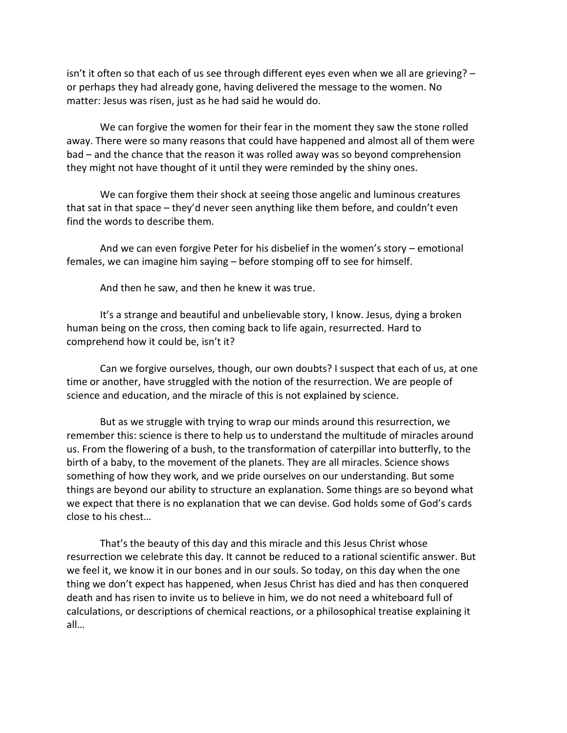isn't it often so that each of us see through different eyes even when we all are grieving? – or perhaps they had already gone, having delivered the message to the women. No matter: Jesus was risen, just as he had said he would do.

We can forgive the women for their fear in the moment they saw the stone rolled away. There were so many reasons that could have happened and almost all of them were bad – and the chance that the reason it was rolled away was so beyond comprehension they might not have thought of it until they were reminded by the shiny ones.

We can forgive them their shock at seeing those angelic and luminous creatures that sat in that space – they'd never seen anything like them before, and couldn't even find the words to describe them.

And we can even forgive Peter for his disbelief in the women's story – emotional females, we can imagine him saying – before stomping off to see for himself.

And then he saw, and then he knew it was true.

It's a strange and beautiful and unbelievable story, I know. Jesus, dying a broken human being on the cross, then coming back to life again, resurrected. Hard to comprehend how it could be, isn't it?

Can we forgive ourselves, though, our own doubts? I suspect that each of us, at one time or another, have struggled with the notion of the resurrection. We are people of science and education, and the miracle of this is not explained by science.

But as we struggle with trying to wrap our minds around this resurrection, we remember this: science is there to help us to understand the multitude of miracles around us. From the flowering of a bush, to the transformation of caterpillar into butterfly, to the birth of a baby, to the movement of the planets. They are all miracles. Science shows something of how they work, and we pride ourselves on our understanding. But some things are beyond our ability to structure an explanation. Some things are so beyond what we expect that there is no explanation that we can devise. God holds some of God's cards close to his chest…

That's the beauty of this day and this miracle and this Jesus Christ whose resurrection we celebrate this day. It cannot be reduced to a rational scientific answer. But we feel it, we know it in our bones and in our souls. So today, on this day when the one thing we don't expect has happened, when Jesus Christ has died and has then conquered death and has risen to invite us to believe in him, we do not need a whiteboard full of calculations, or descriptions of chemical reactions, or a philosophical treatise explaining it all…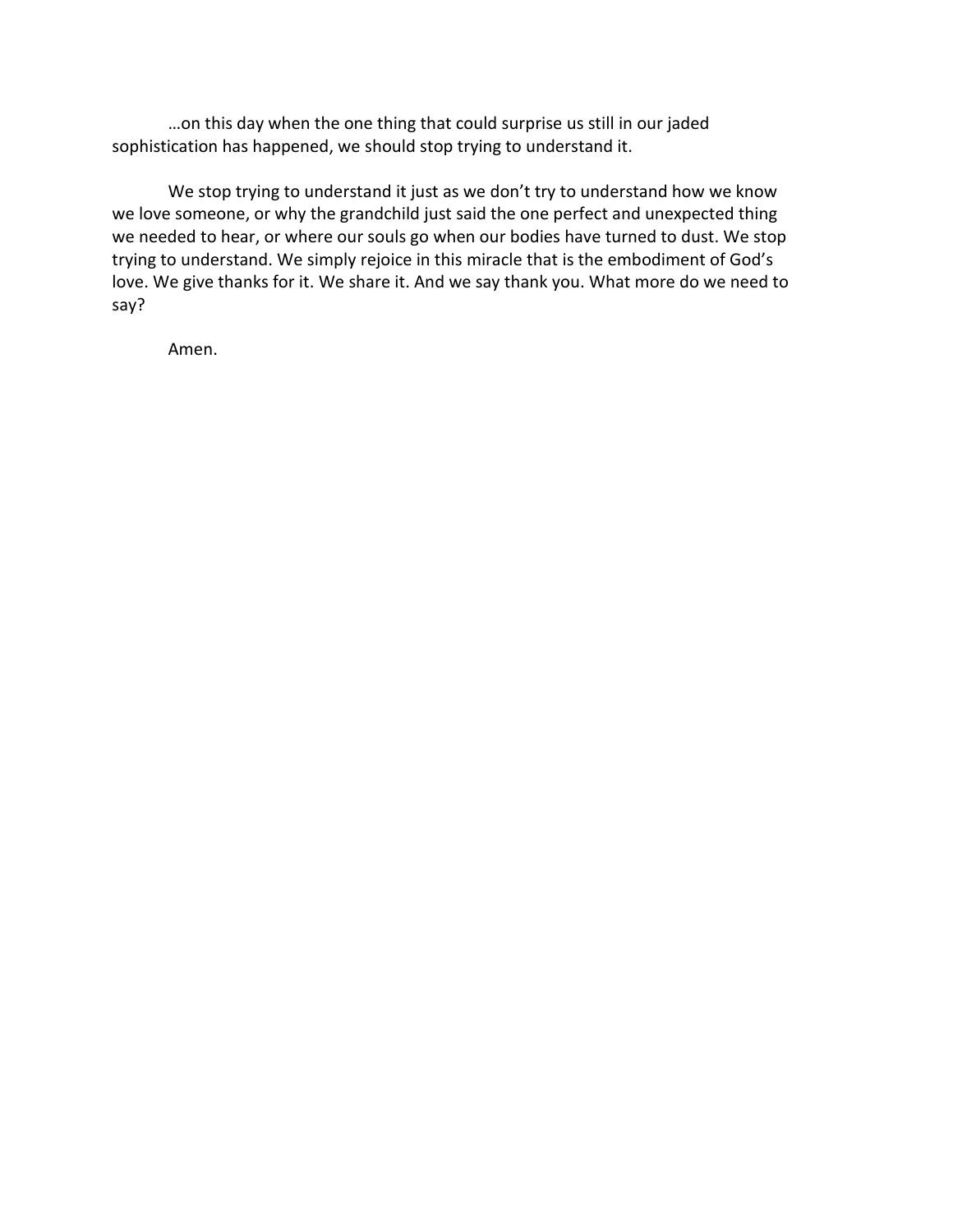…on this day when the one thing that could surprise us still in our jaded sophistication has happened, we should stop trying to understand it.

We stop trying to understand it just as we don't try to understand how we know we love someone, or why the grandchild just said the one perfect and unexpected thing we needed to hear, or where our souls go when our bodies have turned to dust. We stop trying to understand. We simply rejoice in this miracle that is the embodiment of God's love. We give thanks for it. We share it. And we say thank you. What more do we need to say?

Amen.